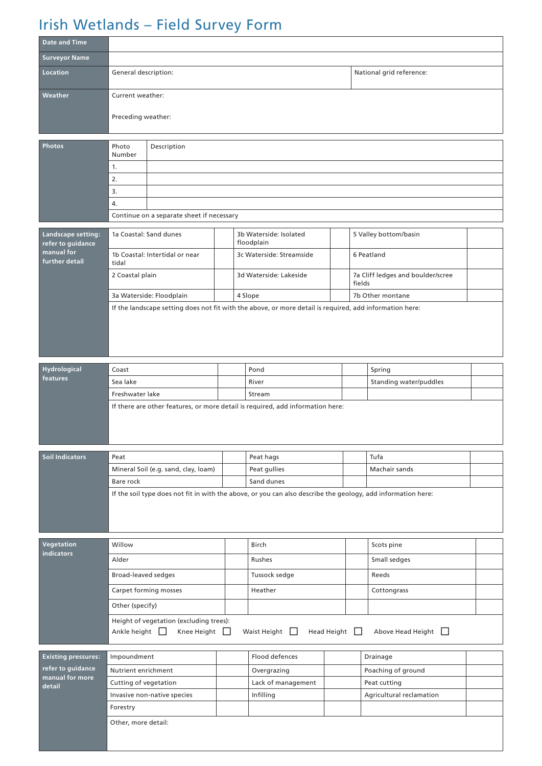# Irish Wetlands – Field Survey Form

| | | |
|---|---|---|
| **Date and Time** | | |
| **Surveyor Name** | | |
| **Location** | General description: | National grid reference: |
| **Weather** | Current weather:<br><br>Preceding weather: | |

| **Photos** | Photo Number | Description |
|---|---|---|
| | 1. | |
| | 2. | |
| | 3. | |
| | 4. | |
| | Continue on a separate sheet if necessary | |

| **Landscape setting: refer to guidance manual for further detail** | | | | | | |
|---|---|---|---|---|---|---|
| | 1a Coastal: Sand dunes | | 3b Waterside: Isolated floodplain | | 5 Valley bottom/basin | |
| | 1b Coastal: Intertidal or near tidal | | 3c Waterside: Streamside | | 6 Peatland | |
| | 2 Coastal plain | | 3d Waterside: Lakeside | | 7a Cliff ledges and boulder/scree fields | |
| | 3a Waterside: Floodplain | | 4 Slope | | 7b Other montane | |
| | If the landscape setting does not fit with the above, or more detail is required, add information here: | | | | | |

| **Hydrological features** | | | | | | |
|---|---|---|---|---|---|---|
| | Coast | | Pond | | Spring | |
| | Sea lake | | River | | Standing water/puddles | |
| | Freshwater lake | | Stream | | | |
| | If there are other features, or more detail is required, add information here: | | | | | |

| **Soil Indicators** | | | | | | |
|---|---|---|---|---|---|---|
| | Peat | | Peat hags | | Tufa | |
| | Mineral Soil (e.g. sand, clay, loam) | | Peat gullies | | Machair sands | |
| | Bare rock | | Sand dunes | | | |
| | If the soil type does not fit in with the above, or you can also describe the geology, add information here: | | | | | |

| **Vegetation indicators** | | | | | | |
|---|---|---|---|---|---|---|
| | Willow | | Birch | | Scots pine | |
| | Alder | | Rushes | | Small sedges | |
| | Broad-leaved sedges | | Tussock sedge | | Reeds | |
| | Carpet forming mosses | | Heather | | Cottongrass | |
| | Other (specify) | | | | | |
| | Height of vegetation (excluding trees):<br>Ankle height ☐ Knee Height ☐ Waist Height ☐ Head Height ☐ Above Head Height ☐ | | | | | |

| **Existing pressures: refer to guidance manual for more detail** | | | | | | |
|---|---|---|---|---|---|---|
| | Impoundment | | Flood defences | | Drainage | |
| | Nutrient enrichment | | Overgrazing | | Poaching of ground | |
| | Cutting of vegetation | | Lack of management | | Peat cutting | |
| | Invasive non-native species | | Infilling | | Agricultural reclamation | |
| | Forestry | | | | | |
| | Other, more detail: | | | | | |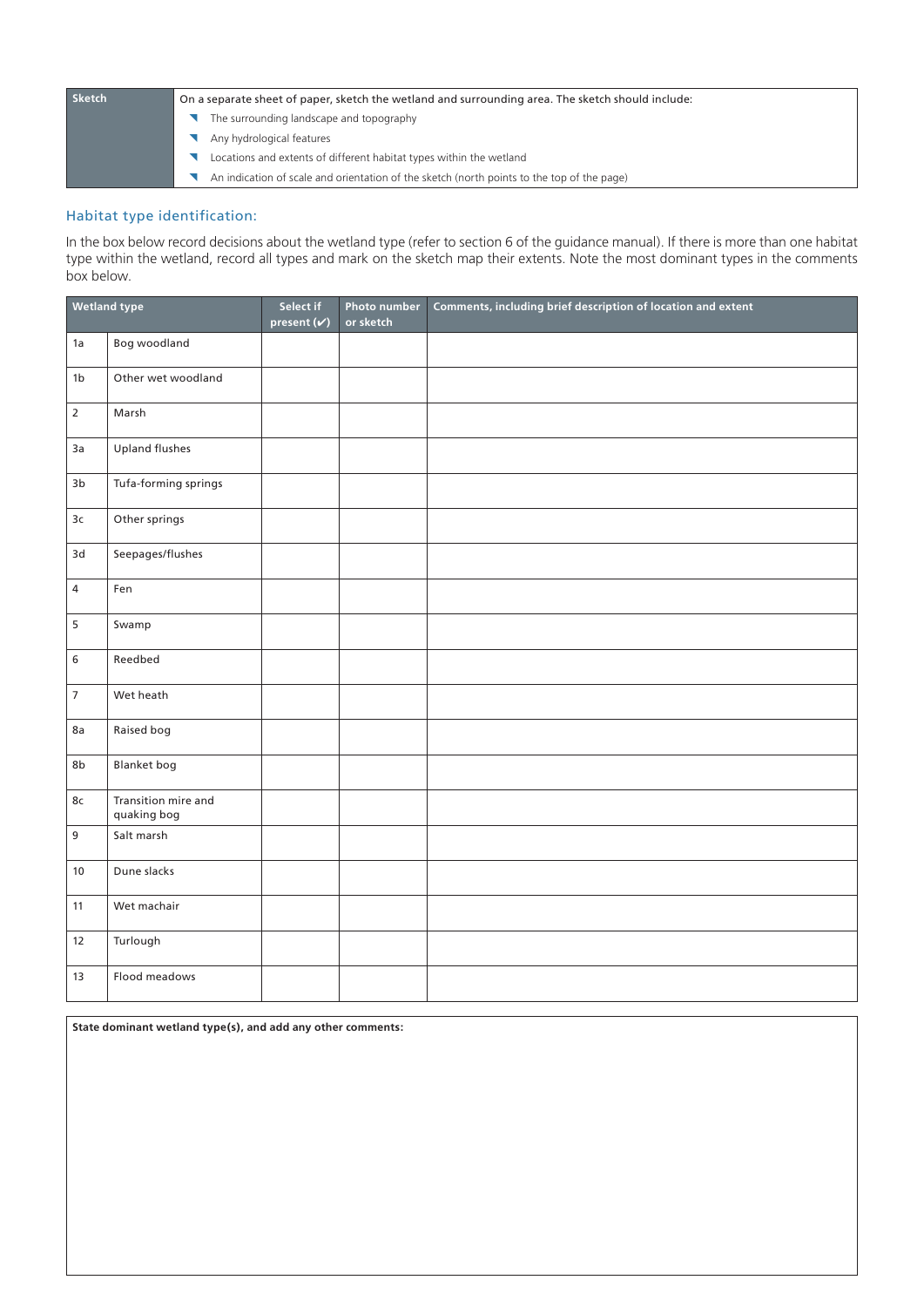| Sketch | On a separate sheet of paper, sketch the wetland and surrounding area. The sketch should include:<br>- The surrounding landscape and topography<br>- Any hydrological features<br>- Locations and extents of different habitat types within the wetland<br>- An indication of scale and orientation of the sketch (north points to the top of the page) |
|---|---|

## Habitat type identification:

In the box below record decisions about the wetland type (refer to section 6 of the guidance manual). If there is more than one habitat type within the wetland, record all types and mark on the sketch map their extents. Note the most dominant types in the comments box below.

| Wetland type | | Select if present (✓) | Photo number or sketch | Comments, including brief description of location and extent |
|---|---|---|---|---|
| 1a | Bog woodland | | | |
| 1b | Other wet woodland | | | |
| 2 | Marsh | | | |
| 3a | Upland flushes | | | |
| 3b | Tufa-forming springs | | | |
| 3c | Other springs | | | |
| 3d | Seepages/flushes | | | |
| 4 | Fen | | | |
| 5 | Swamp | | | |
| 6 | Reedbed | | | |
| 7 | Wet heath | | | |
| 8a | Raised bog | | | |
| 8b | Blanket bog | | | |
| 8c | Transition mire and quaking bog | | | |
| 9 | Salt marsh | | | |
| 10 | Dune slacks | | | |
| 11 | Wet machair | | | |
| 12 | Turlough | | | |
| 13 | Flood meadows | | | |

**State dominant wetland type(s), and add any other comments:**